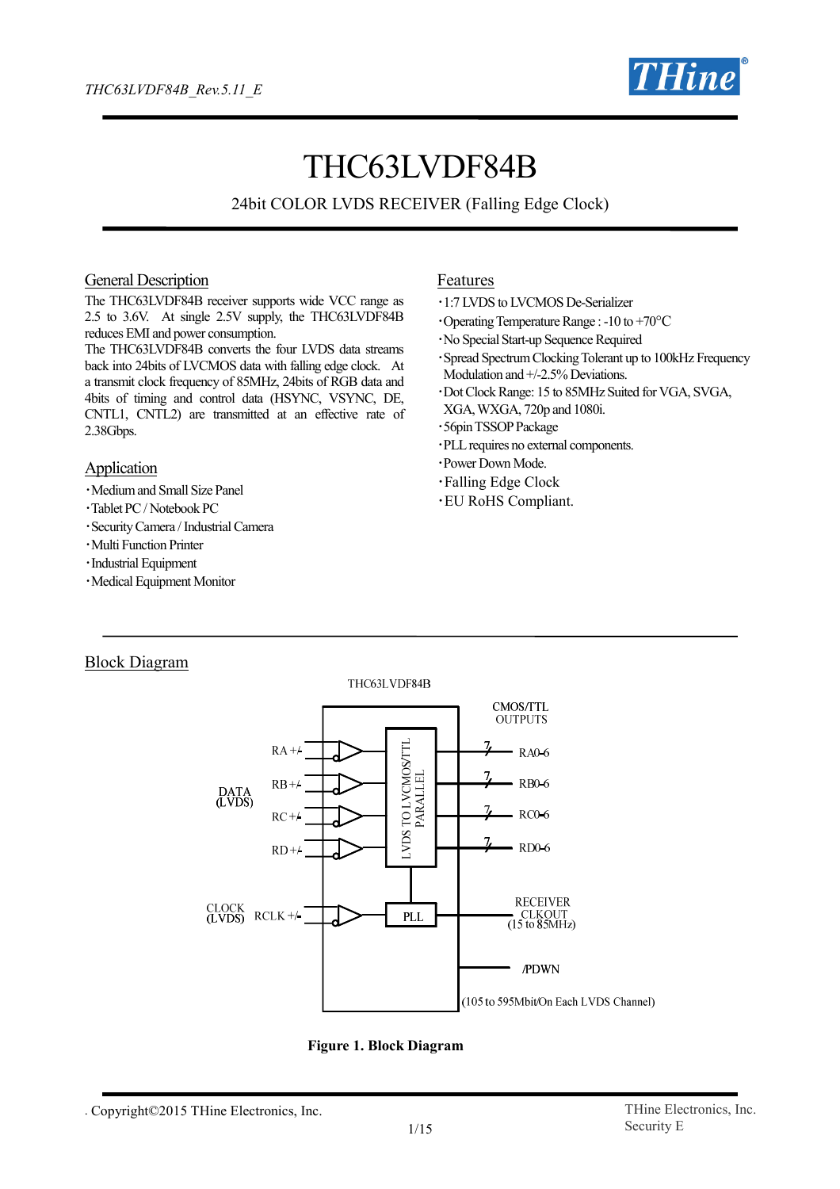# THC63LVDF84B

24bit COLOR LVDS RECEIVER (Falling Edge Clock)

## General Description

The THC63LVDF84B receiver supports wide VCC range as 2.5 to 3.6V. At single 2.5V supply, the THC63LVDF84B reduces EMI and power consumption.
The THC63LVDF84B converts the four LVDS data streams back into 24bits of LVCMOS data with falling edge clock. At a transmit clock frequency of 85MHz, 24bits of RGB data and 4bits of timing and control data (HSYNC, VSYNC, DE, CNTL1, CNTL2) are transmitted at an effective rate of 2.38Gbps.

## Application

- Medium and Small Size Panel
- Tablet PC / Notebook PC
- Security Camera / Industrial Camera
- Multi Function Printer
- Industrial Equipment
- Medical Equipment Monitor

## Features

- 1:7 LVDS to LVCMOS De-Serializer
- Operating Temperature Range : -10 to +70°C
- No Special Start-up Sequence Required
- Spread Spectrum Clocking Tolerant up to 100kHz Frequency Modulation and +/-2.5% Deviations.
- Dot Clock Range: 15 to 85MHz Suited for VGA, SVGA, XGA, WXGA, 720p and 1080i.
- 56pin TSSOP Package
- PLL requires no external components.
- Power Down Mode.
- Falling Edge Clock
- EU RoHS Compliant.

## Block Diagram

THC63LVDF84B

DATA (LVDS): RA+/-, RB+/-, RC+/-, RD+/-

CLOCK (LVDS): RCLK+/-

LVDS TO LVCMOS/TTL PARALLEL

PLL

CMOS/TTL OUTPUTS: RA0-6, RB0-6, RC0-6, RD0-6 (7 each)

RECEIVER CLKOUT (15 to 85MHz)

/PDWN

(105 to 595Mbit/On Each LVDS Channel)

**Figure 1. Block Diagram**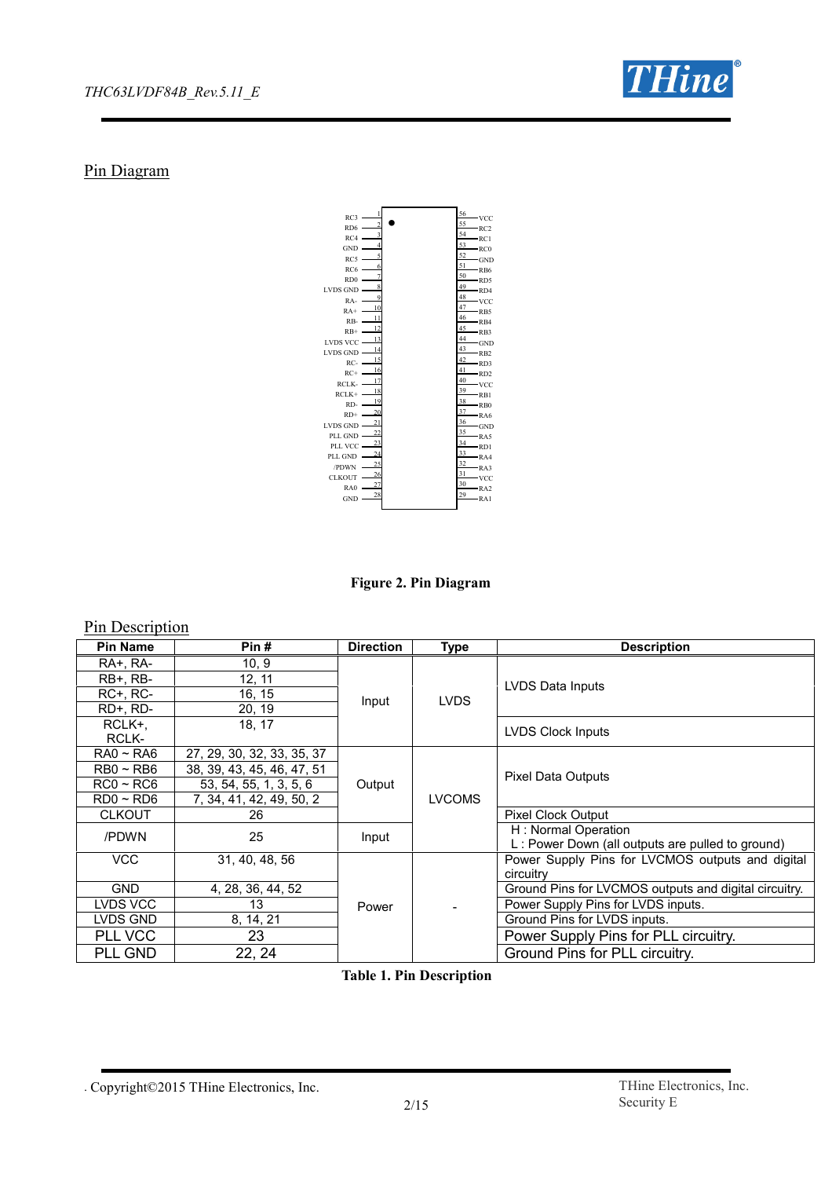## Pin Diagram

| Pin Name | Pin | Pin | Pin Name |
|---|---|---|---|
| RC3 | 1 | 56 | VCC |
| RD6 | 2 | 55 | RC2 |
| RC4 | 3 | 54 | RC1 |
| GND | 4 | 53 | RC0 |
| RC5 | 5 | 52 | GND |
| RC6 | 6 | 51 | RB6 |
| RD0 | 7 | 50 | RD5 |
| LVDS GND | 8 | 49 | RD4 |
| RA- | 9 | 48 | VCC |
| RA+ | 10 | 47 | RB5 |
| RB- | 11 | 46 | RB4 |
| RB+ | 12 | 45 | RB3 |
| LVDS VCC | 13 | 44 | GND |
| LVDS GND | 14 | 43 | RB2 |
| RC- | 15 | 42 | RD3 |
| RC+ | 16 | 41 | RD2 |
| RCLK- | 17 | 40 | VCC |
| RCLK+ | 18 | 39 | RB1 |
| RD- | 19 | 38 | RB0 |
| RD+ | 20 | 37 | RA6 |
| LVDS GND | 21 | 36 | GND |
| PLL GND | 22 | 35 | RA5 |
| PLL VCC | 23 | 34 | RD1 |
| PLL GND | 24 | 33 | RA4 |
| /PDWN | 25 | 32 | RA3 |
| CLKOUT | 26 | 31 | VCC |
| RA0 | 27 | 30 | RA2 |
| GND | 28 | 29 | RA1 |

**Figure 2. Pin Diagram**

## Pin Description

| Pin Name | Pin # | Direction | Type | Description |
|---|---|---|---|---|
| RA+, RA- | 10, 9 | Input | LVDS | LVDS Data Inputs |
| RB+, RB- | 12, 11 | | | |
| RC+, RC- | 16, 15 | | | |
| RD+, RD- | 20, 19 | | | |
| RCLK+, RCLK- | 18, 17 | | | LVDS Clock Inputs |
| RA0 ~ RA6 | 27, 29, 30, 32, 33, 35, 37 | Output | LVCOMS | Pixel Data Outputs |
| RB0 ~ RB6 | 38, 39, 43, 45, 46, 47, 51 | | | |
| RC0 ~ RC6 | 53, 54, 55, 1, 3, 5, 6 | | | |
| RD0 ~ RD6 | 7, 34, 41, 42, 49, 50, 2 | | | |
| CLKOUT | 26 | | | Pixel Clock Output |
| /PDWN | 25 | Input | | H : Normal Operation<br>L : Power Down (all outputs are pulled to ground) |
| VCC | 31, 40, 48, 56 | Power | - | Power Supply Pins for LVCMOS outputs and digital circuitry |
| GND | 4, 28, 36, 44, 52 | | | Ground Pins for LVCMOS outputs and digital circuitry. |
| LVDS VCC | 13 | | | Power Supply Pins for LVDS inputs. |
| LVDS GND | 8, 14, 21 | | | Ground Pins for LVDS inputs. |
| PLL VCC | 23 | | | Power Supply Pins for PLL circuitry. |
| PLL GND | 22, 24 | | | Ground Pins for PLL circuitry. |

**Table 1. Pin Description**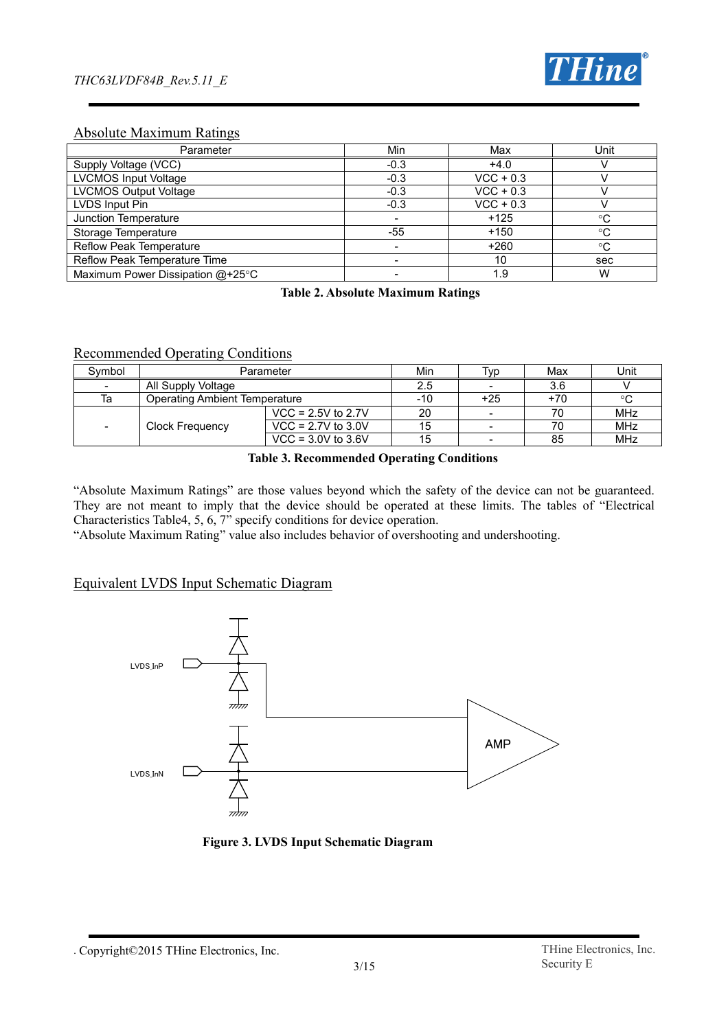## Absolute Maximum Ratings

| Parameter | Min | Max | Unit |
|---|---|---|---|
| Supply Voltage (VCC) | -0.3 | +4.0 | V |
| LVCMOS Input Voltage | -0.3 | VCC + 0.3 | V |
| LVCMOS Output Voltage | -0.3 | VCC + 0.3 | V |
| LVDS Input Pin | -0.3 | VCC + 0.3 | V |
| Junction Temperature | - | +125 | °C |
| Storage Temperature | -55 | +150 | °C |
| Reflow Peak Temperature | - | +260 | °C |
| Reflow Peak Temperature Time | - | 10 | sec |
| Maximum Power Dissipation @+25°C | - | 1.9 | W |

**Table 2. Absolute Maximum Ratings**

## Recommended Operating Conditions

| Symbol | Parameter | | Min | Typ | Max | Unit |
|---|---|---|---|---|---|---|
| - | All Supply Voltage | | 2.5 | - | 3.6 | V |
| Ta | Operating Ambient Temperature | | -10 | +25 | +70 | °C |
| - | Clock Frequency | VCC = 2.5V to 2.7V | 20 | - | 70 | MHz |
| | | VCC = 2.7V to 3.0V | 15 | - | 70 | MHz |
| | | VCC = 3.0V to 3.6V | 15 | - | 85 | MHz |

**Table 3. Recommended Operating Conditions**

"Absolute Maximum Ratings" are those values beyond which the safety of the device can not be guaranteed. They are not meant to imply that the device should be operated at these limits. The tables of "Electrical Characteristics Table4, 5, 6, 7" specify conditions for device operation.
"Absolute Maximum Rating" value also includes behavior of overshooting and undershooting.

## Equivalent LVDS Input Schematic Diagram

LVDS_InP

LVDS_InN

AMP

**Figure 3. LVDS Input Schematic Diagram**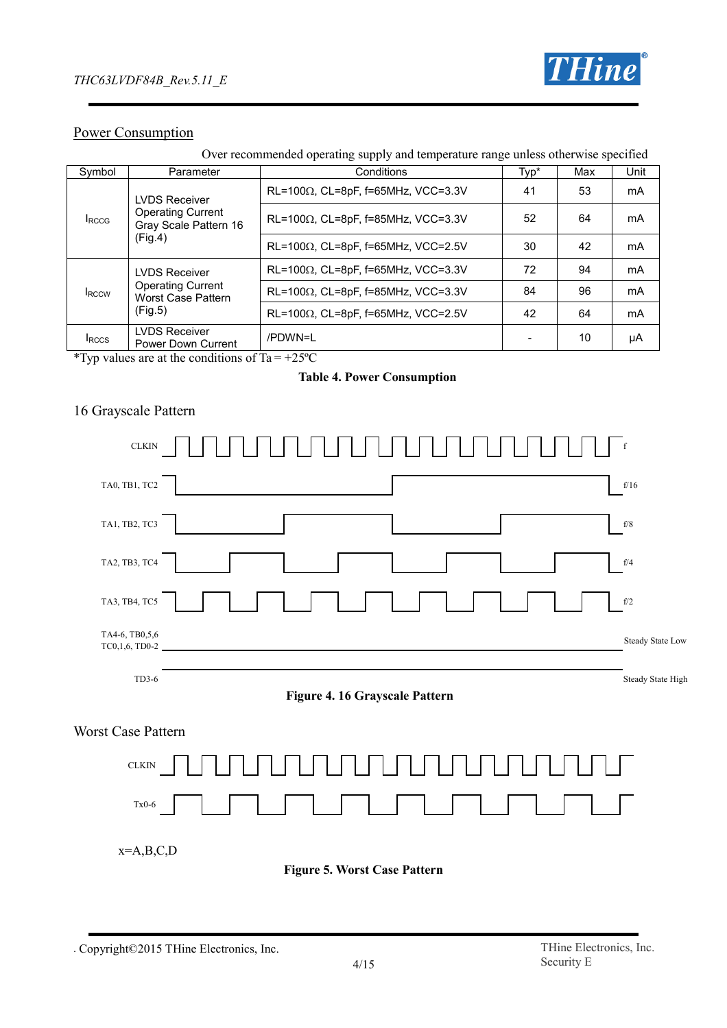## Power Consumption

Over recommended operating supply and temperature range unless otherwise specified

| Symbol | Parameter | Conditions | Typ* | Max | Unit |
|---|---|---|---|---|---|
| $I_{RCCG}$ | LVDS Receiver Operating Current Gray Scale Pattern 16 (Fig.4) | RL=100Ω, CL=8pF, f=65MHz, VCC=3.3V | 41 | 53 | mA |
| | | RL=100Ω, CL=8pF, f=85MHz, VCC=3.3V | 52 | 64 | mA |
| | | RL=100Ω, CL=8pF, f=65MHz, VCC=2.5V | 30 | 42 | mA |
| $I_{RCCW}$ | LVDS Receiver Operating Current Worst Case Pattern (Fig.5) | RL=100Ω, CL=8pF, f=65MHz, VCC=3.3V | 72 | 94 | mA |
| | | RL=100Ω, CL=8pF, f=85MHz, VCC=3.3V | 84 | 96 | mA |
| | | RL=100Ω, CL=8pF, f=65MHz, VCC=2.5V | 42 | 64 | mA |
| $I_{RCCS}$ | LVDS Receiver Power Down Current | /PDWN=L | - | 10 | μA |

*Typ values are at the conditions of Ta = +25ºC

**Table 4. Power Consumption**

## 16 Grayscale Pattern

CLKIN — f

TA0, TB1, TC2 — f/16

TA1, TB2, TC3 — f/8

TA2, TB3, TC4 — f/4

TA3, TB4, TC5 — f/2

TA4-6, TB0,5,6 TC0,1,6, TD0-2 — Steady State Low

TD3-6 — Steady State High

**Figure 4. 16 Grayscale Pattern**

## Worst Case Pattern

CLKIN

Tx0-6

x=A,B,C,D

**Figure 5. Worst Case Pattern**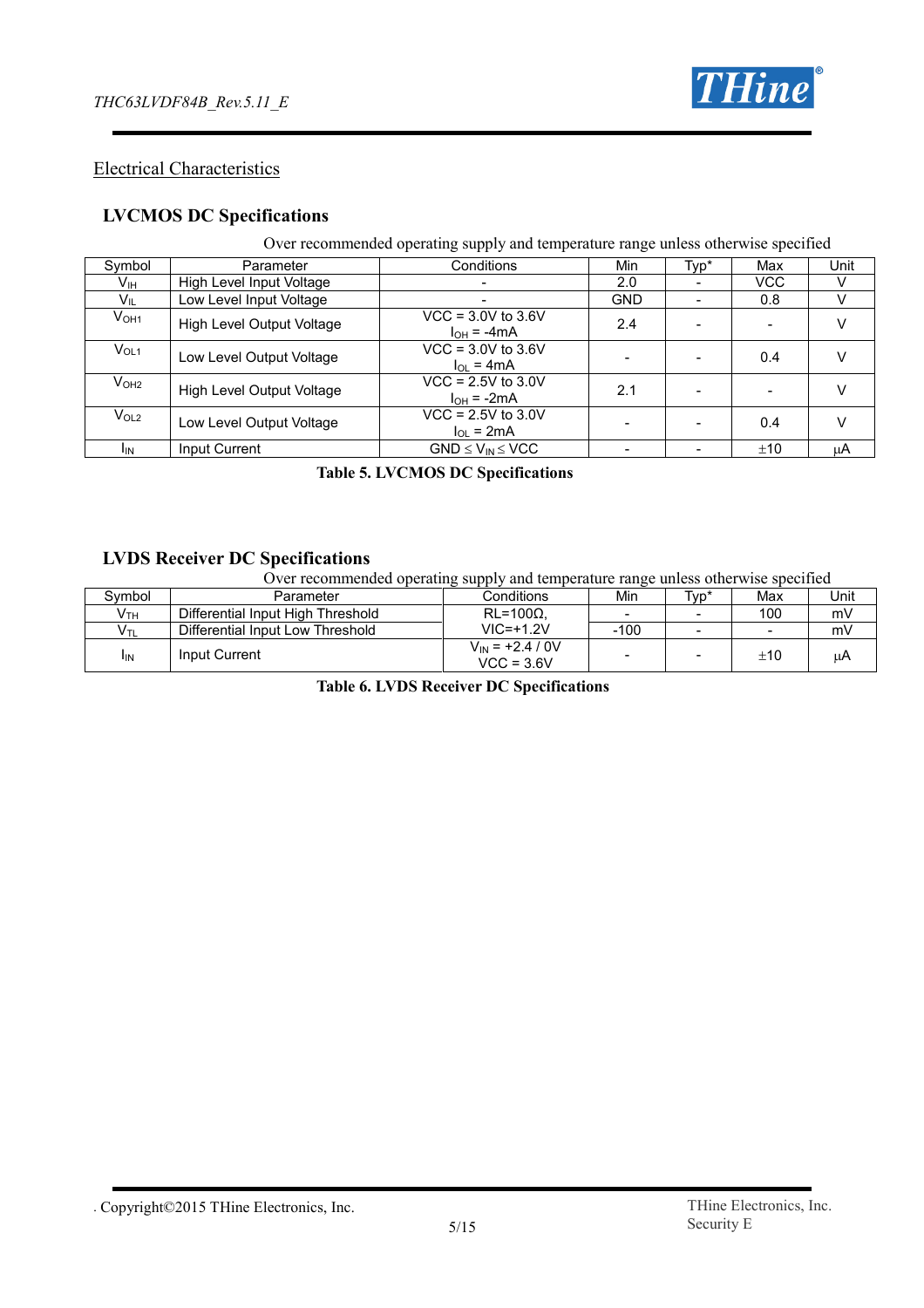## Electrical Characteristics

### LVCMOS DC Specifications

Over recommended operating supply and temperature range unless otherwise specified

| Symbol | Parameter | Conditions | Min | Typ* | Max | Unit |
|---|---|---|---|---|---|---|
| $V_{IH}$ | High Level Input Voltage | - | 2.0 | - | VCC | V |
| $V_{IL}$ | Low Level Input Voltage | - | GND | - | 0.8 | V |
| $V_{OH1}$ | High Level Output Voltage | VCC = 3.0V to 3.6V $I_{OH}$ = -4mA | 2.4 | - | - | V |
| $V_{OL1}$ | Low Level Output Voltage | VCC = 3.0V to 3.6V $I_{OL}$ = 4mA | - | - | 0.4 | V |
| $V_{OH2}$ | High Level Output Voltage | VCC = 2.5V to 3.0V $I_{OH}$ = -2mA | 2.1 | - | - | V |
| $V_{OL2}$ | Low Level Output Voltage | VCC = 2.5V to 3.0V $I_{OL}$ = 2mA | - | - | 0.4 | V |
| $I_{IN}$ | Input Current | GND $\leq V_{IN} \leq$ VCC | - | - | ±10 | μA |

**Table 5. LVCMOS DC Specifications**

### LVDS Receiver DC Specifications

Over recommended operating supply and temperature range unless otherwise specified

| Symbol | Parameter | Conditions | Min | Typ* | Max | Unit |
|---|---|---|---|---|---|---|
| $V_{TH}$ | Differential Input High Threshold | RL=100Ω, VIC=+1.2V | - | - | 100 | mV |
| $V_{TL}$ | Differential Input Low Threshold | | -100 | - | - | mV |
| $I_{IN}$ | Input Current | $V_{IN}$ = +2.4 / 0V VCC = 3.6V | - | - | ±10 | μA |

**Table 6. LVDS Receiver DC Specifications**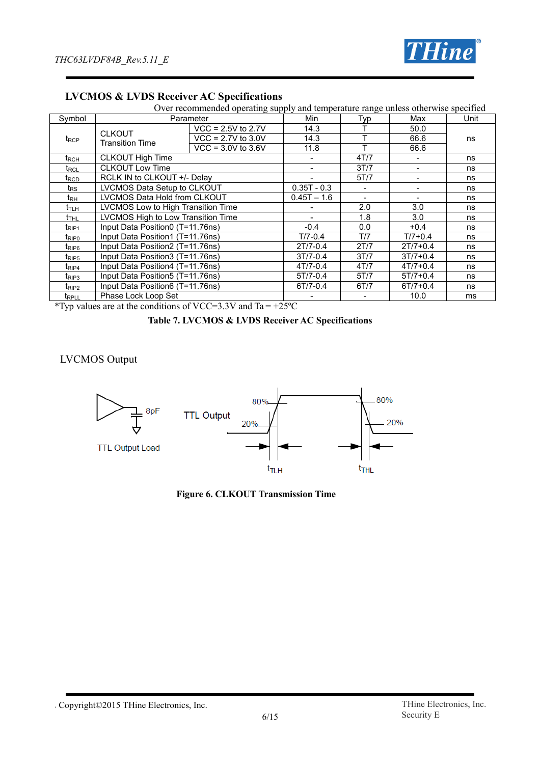## LVCMOS & LVDS Receiver AC Specifications

Over recommended operating supply and temperature range unless otherwise specified

| Symbol | Parameter | | Min | Typ | Max | Unit |
|---|---|---|---|---|---|---|
| $t_{RCP}$ | CLKOUT Transition Time | VCC = 2.5V to 2.7V | 14.3 | T | 50.0 | ns |
| | | VCC = 2.7V to 3.0V | 14.3 | T | 66.6 | |
| | | VCC = 3.0V to 3.6V | 11.8 | T | 66.6 | |
| $t_{RCH}$ | CLKOUT High Time | | - | 4T/7 | - | ns |
| $t_{RCL}$ | CLKOUT Low Time | | - | 3T/7 | - | ns |
| $t_{RCD}$ | RCLK IN to CLKOUT +/- Delay | | - | 5T/7 | - | ns |
| $t_{RS}$ | LVCMOS Data Setup to CLKOUT | | 0.35T - 0.3 | - | - | ns |
| $t_{RH}$ | LVCMOS Data Hold from CLKOUT | | 0.45T – 1.6 | - | - | ns |
| $t_{TLH}$ | LVCMOS Low to High Transition Time | | - | 2.0 | 3.0 | ns |
| $t_{THL}$ | LVCMOS High to Low Transition Time | | - | 1.8 | 3.0 | ns |
| $t_{RIP1}$ | Input Data Position0 (T=11.76ns) | | -0.4 | 0.0 | +0.4 | ns |
| $t_{RIP0}$ | Input Data Position1 (T=11.76ns) | | T/7-0.4 | T/7 | T/7+0.4 | ns |
| $t_{RIP6}$ | Input Data Position2 (T=11.76ns) | | 2T/7-0.4 | 2T/7 | 2T/7+0.4 | ns |
| $t_{RIP5}$ | Input Data Position3 (T=11.76ns) | | 3T/7-0.4 | 3T/7 | 3T/7+0.4 | ns |
| $t_{RIP4}$ | Input Data Position4 (T=11.76ns) | | 4T/7-0.4 | 4T/7 | 4T/7+0.4 | ns |
| $t_{RIP3}$ | Input Data Position5 (T=11.76ns) | | 5T/7-0.4 | 5T/7 | 5T/7+0.4 | ns |
| $t_{RIP2}$ | Input Data Position6 (T=11.76ns) | | 6T/7-0.4 | 6T/7 | 6T/7+0.4 | ns |
| $t_{RPLL}$ | Phase Lock Loop Set | | - | - | 10.0 | ms |

*Typ values are at the conditions of VCC=3.3V and Ta = +25ºC

**Table 7. LVCMOS & LVDS Receiver AC Specifications**

LVCMOS Output

8pF

TTL Output Load

TTL Output

80% 20% 80% 20%

$t_{TLH}$ $t_{THL}$

**Figure 6. CLKOUT Transmission Time**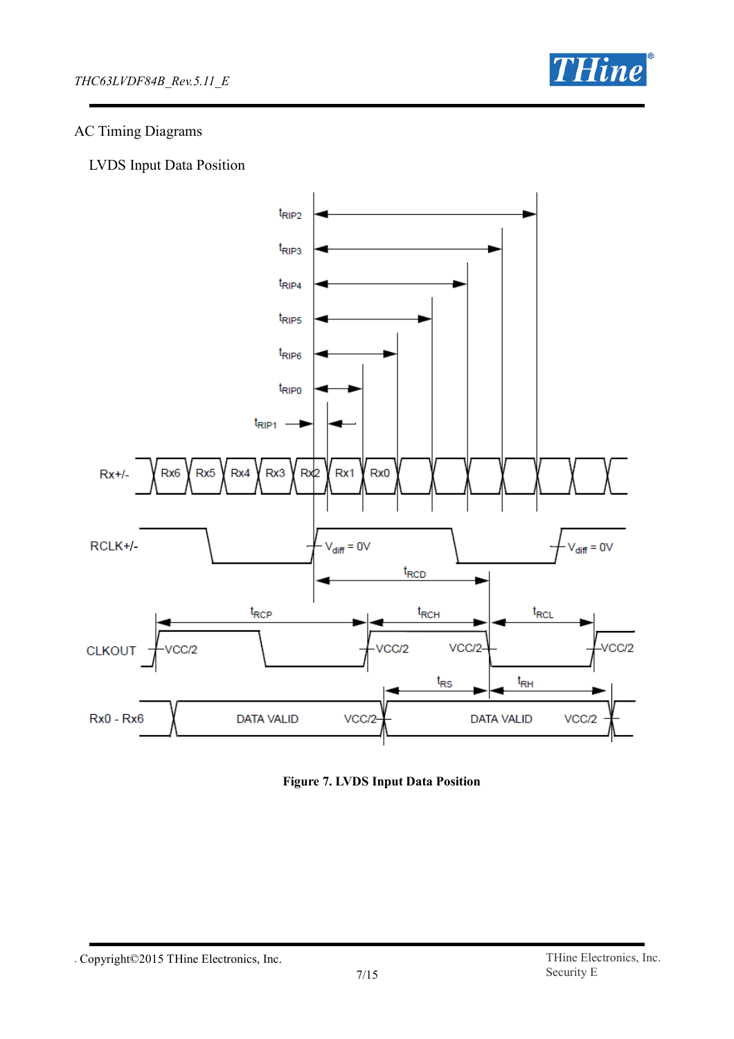AC Timing Diagrams

LVDS Input Data Position

**Figure 7. LVDS Input Data Position**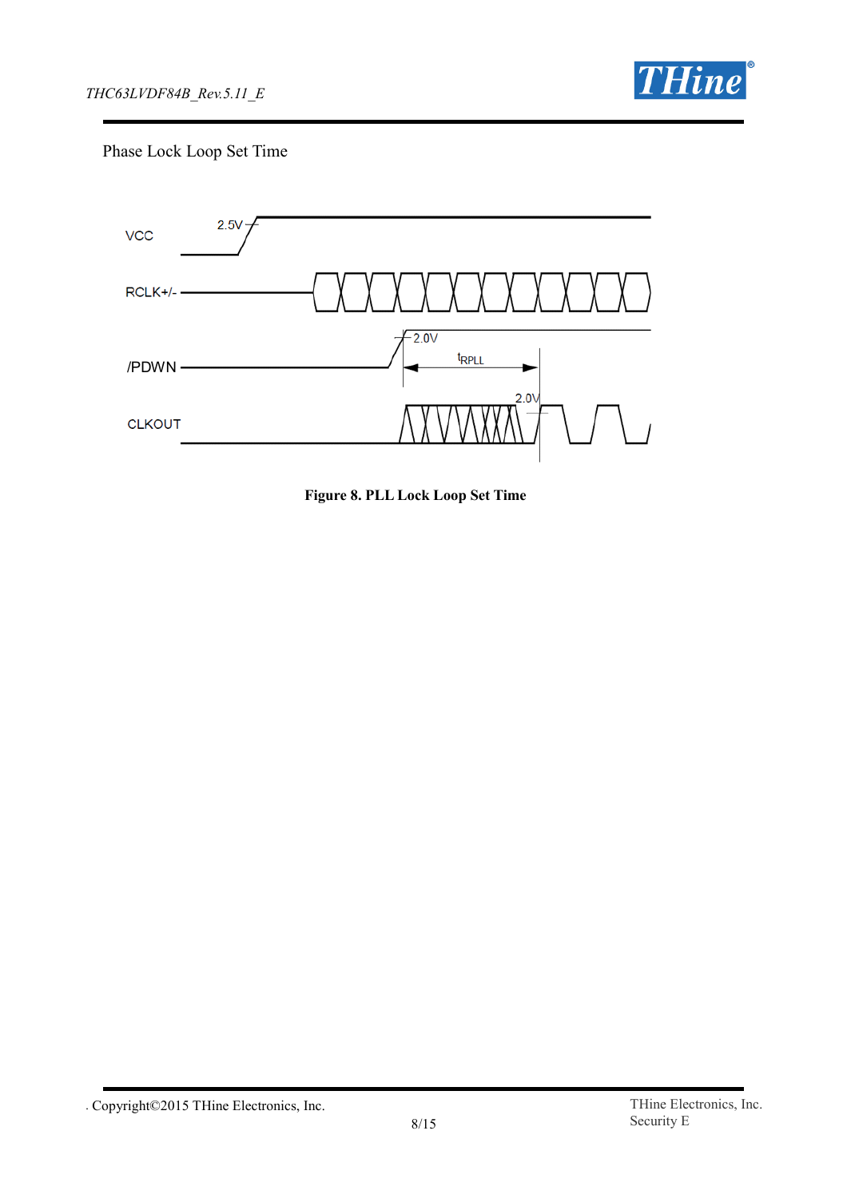Phase Lock Loop Set Time

**Figure 8. PLL Lock Loop Set Time**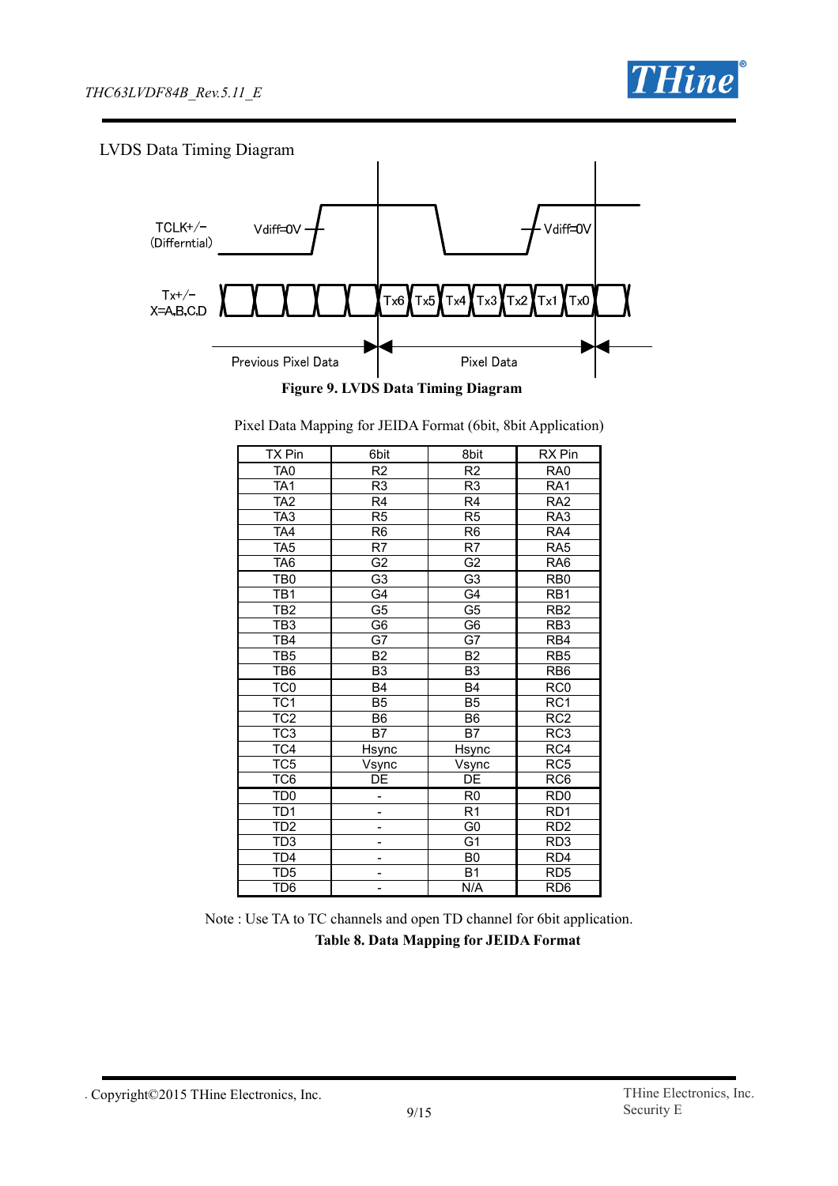LVDS Data Timing Diagram

TCLK+/−
(Differntial)

Vdiff=0V

Vdiff=0V

Tx+/−
X=A,B,C,D

Tx6 Tx5 Tx4 Tx3 Tx2 Tx1 Tx0

Previous Pixel Data

Pixel Data

**Figure 9. LVDS Data Timing Diagram**

Pixel Data Mapping for JEIDA Format (6bit, 8bit Application)

| TX Pin | 6bit | 8bit | RX Pin |
|---|---|---|---|
| TA0 | R2 | R2 | RA0 |
| TA1 | R3 | R3 | RA1 |
| TA2 | R4 | R4 | RA2 |
| TA3 | R5 | R5 | RA3 |
| TA4 | R6 | R6 | RA4 |
| TA5 | R7 | R7 | RA5 |
| TA6 | G2 | G2 | RA6 |
| TB0 | G3 | G3 | RB0 |
| TB1 | G4 | G4 | RB1 |
| TB2 | G5 | G5 | RB2 |
| TB3 | G6 | G6 | RB3 |
| TB4 | G7 | G7 | RB4 |
| TB5 | B2 | B2 | RB5 |
| TB6 | B3 | B3 | RB6 |
| TC0 | B4 | B4 | RC0 |
| TC1 | B5 | B5 | RC1 |
| TC2 | B6 | B6 | RC2 |
| TC3 | B7 | B7 | RC3 |
| TC4 | Hsync | Hsync | RC4 |
| TC5 | Vsync | Vsync | RC5 |
| TC6 | DE | DE | RC6 |
| TD0 | - | R0 | RD0 |
| TD1 | - | R1 | RD1 |
| TD2 | - | G0 | RD2 |
| TD3 | - | G1 | RD3 |
| TD4 | - | B0 | RD4 |
| TD5 | - | B1 | RD5 |
| TD6 | - | N/A | RD6 |

Note : Use TA to TC channels and open TD channel for 6bit application.

**Table 8. Data Mapping for JEIDA Format**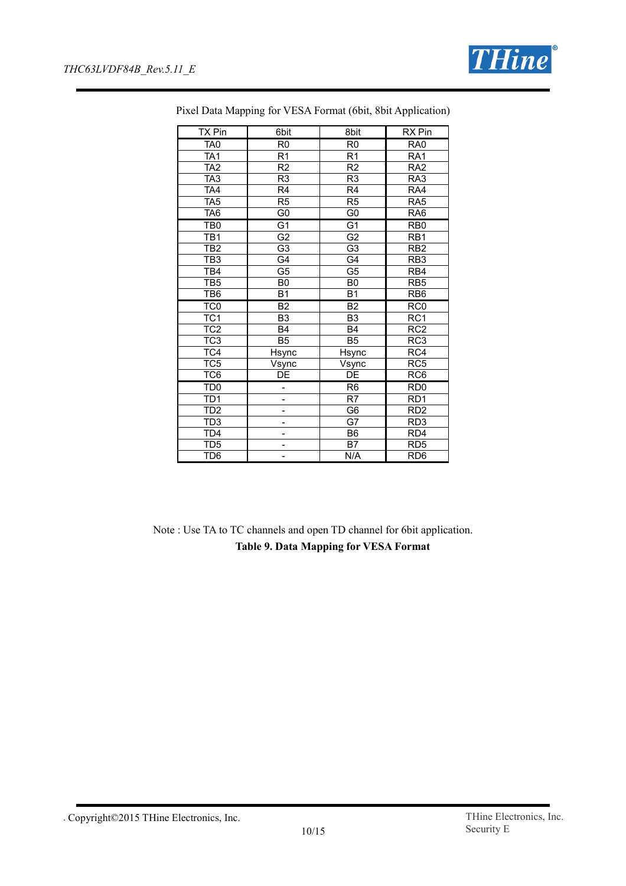Pixel Data Mapping for VESA Format (6bit, 8bit Application)

| TX Pin | 6bit | 8bit | RX Pin |
|---|---|---|---|
| TA0 | R0 | R0 | RA0 |
| TA1 | R1 | R1 | RA1 |
| TA2 | R2 | R2 | RA2 |
| TA3 | R3 | R3 | RA3 |
| TA4 | R4 | R4 | RA4 |
| TA5 | R5 | R5 | RA5 |
| TA6 | G0 | G0 | RA6 |
| TB0 | G1 | G1 | RB0 |
| TB1 | G2 | G2 | RB1 |
| TB2 | G3 | G3 | RB2 |
| TB3 | G4 | G4 | RB3 |
| TB4 | G5 | G5 | RB4 |
| TB5 | B0 | B0 | RB5 |
| TB6 | B1 | B1 | RB6 |
| TC0 | B2 | B2 | RC0 |
| TC1 | B3 | B3 | RC1 |
| TC2 | B4 | B4 | RC2 |
| TC3 | B5 | B5 | RC3 |
| TC4 | Hsync | Hsync | RC4 |
| TC5 | Vsync | Vsync | RC5 |
| TC6 | DE | DE | RC6 |
| TD0 | - | R6 | RD0 |
| TD1 | - | R7 | RD1 |
| TD2 | - | G6 | RD2 |
| TD3 | - | G7 | RD3 |
| TD4 | - | B6 | RD4 |
| TD5 | - | B7 | RD5 |
| TD6 | - | N/A | RD6 |

Note : Use TA to TC channels and open TD channel for 6bit application.

**Table 9. Data Mapping for VESA Format**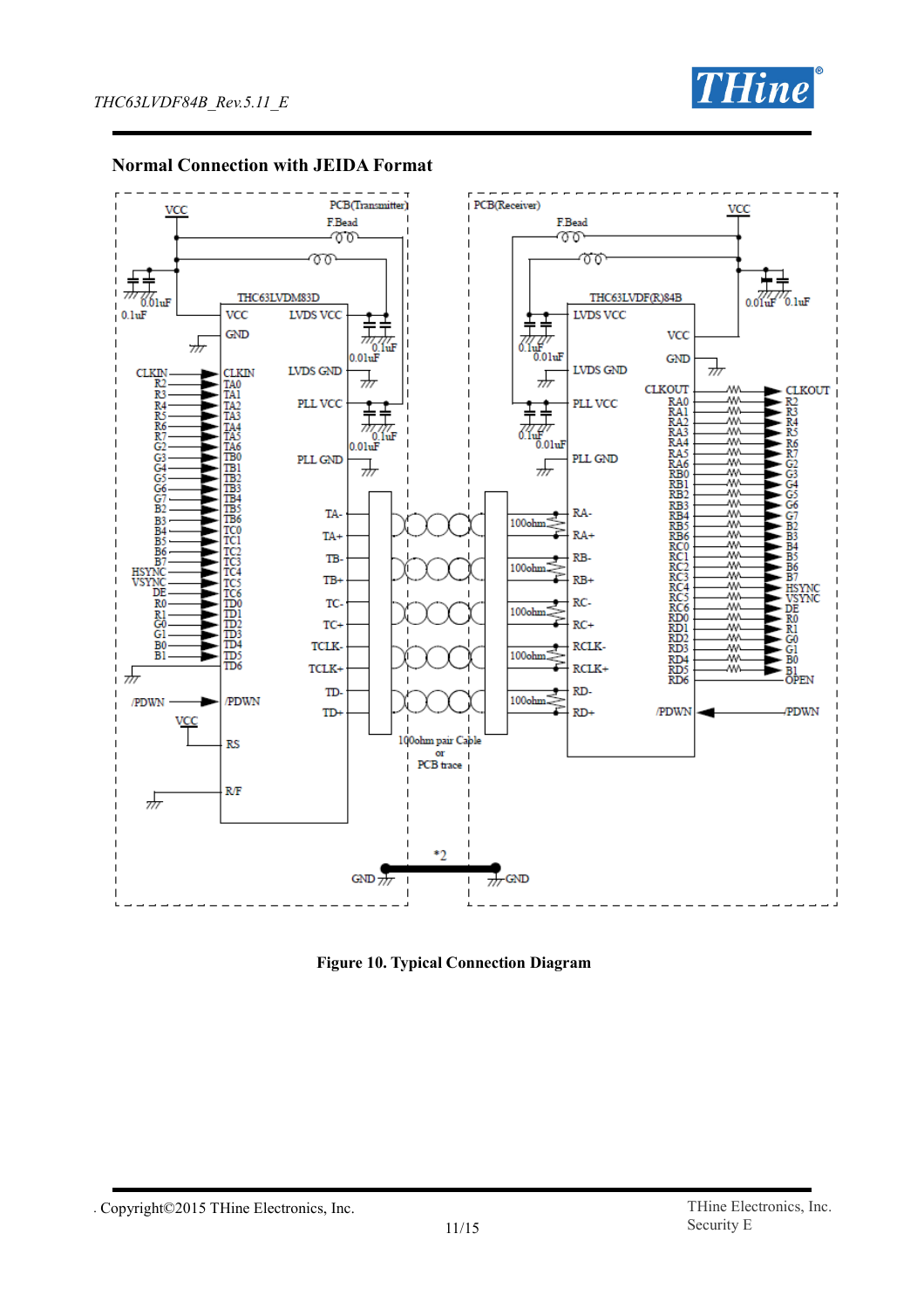## Normal Connection with JEIDA Format

Figure 10. Typical Connection Diagram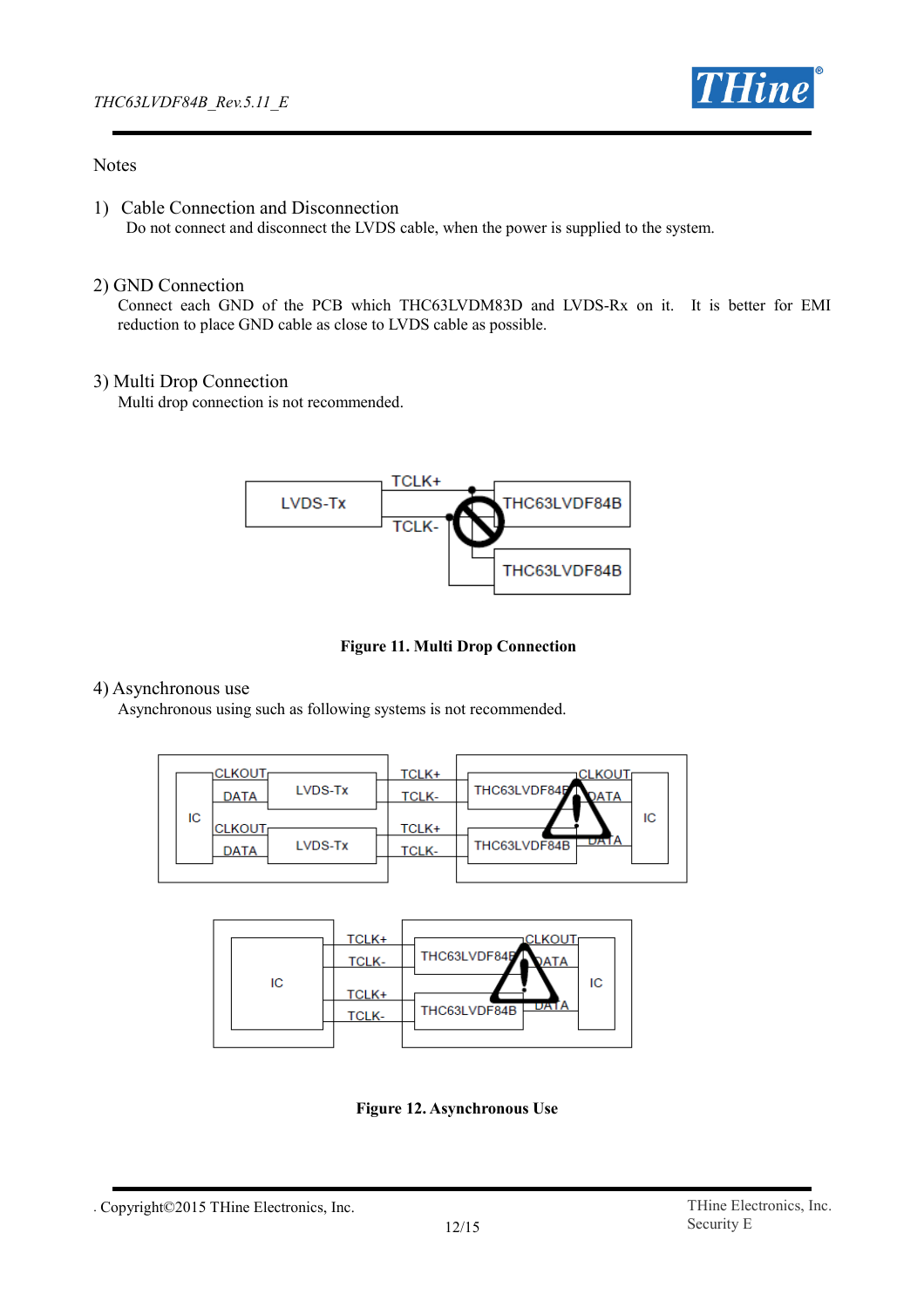Notes

1) Cable Connection and Disconnection

Do not connect and disconnect the LVDS cable, when the power is supplied to the system.

2) GND Connection

Connect each GND of the PCB which THC63LVDM83D and LVDS-Rx on it. It is better for EMI reduction to place GND cable as close to LVDS cable as possible.

3) Multi Drop Connection

Multi drop connection is not recommended.

**Figure 11. Multi Drop Connection**

4) Asynchronous use

Asynchronous using such as following systems is not recommended.

**Figure 12. Asynchronous Use**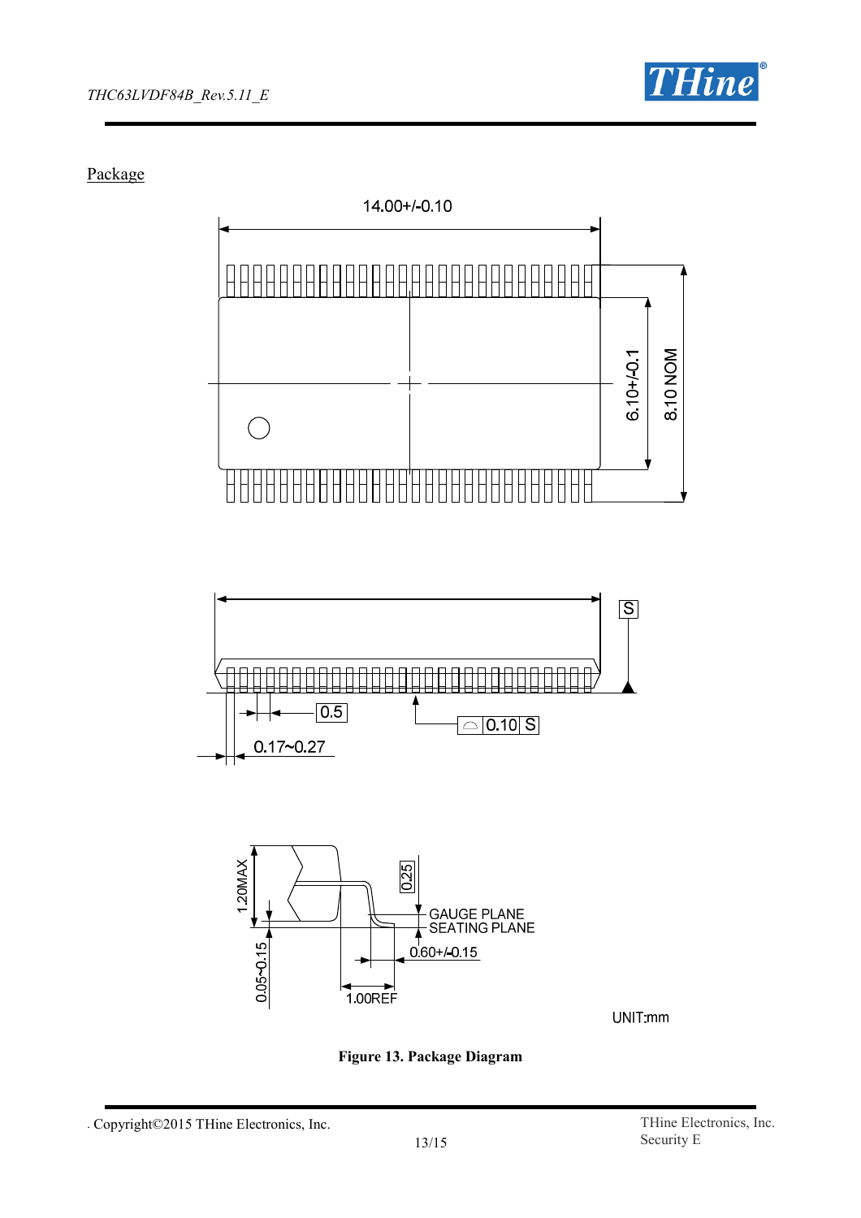## Package

14.00+/-0.10

6.10+/-0.1

8.10 NOM

S

0.5

0.10 S

0.17~0.27

1.20MAX

0.25

GAUGE PLANE

SEATING PLANE

0.60+/-0.15

0.05~0.15

1.00REF

UNIT:mm

**Figure 13. Package Diagram**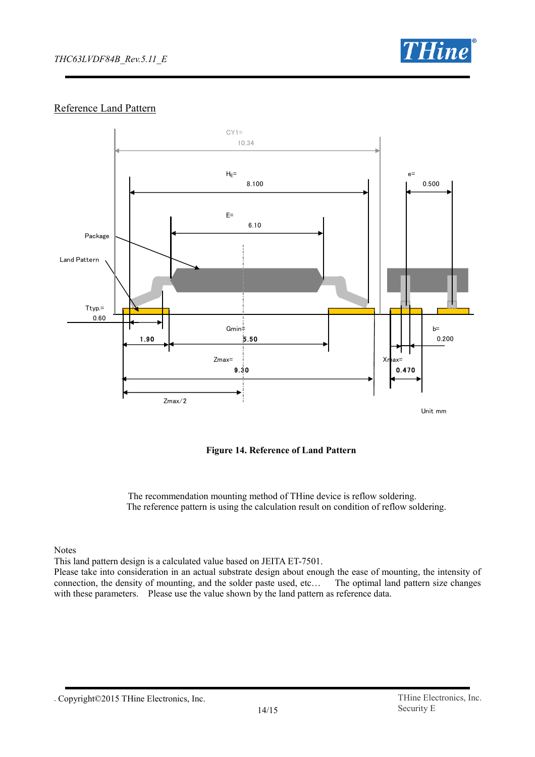## Reference Land Pattern

CY1= 10.34

$H_E$= 8.100

e= 0.500

E= 6.10

Package

Land Pattern

Ttyp.= 0.60

1.90

Gmin= 5.50

b= 0.200

Zmax= 9.30

Xmax= 0.470

Zmax/2

Unit mm

**Figure 14. Reference of Land Pattern**

The recommendation mounting method of THine device is reflow soldering.
The reference pattern is using the calculation result on condition of reflow soldering.

Notes
This land pattern design is a calculated value based on JEITA ET-7501.
Please take into consideration in an actual substrate design about enough the ease of mounting, the intensity of connection, the density of mounting, and the solder paste used, etc… The optimal land pattern size changes with these parameters. Please use the value shown by the land pattern as reference data.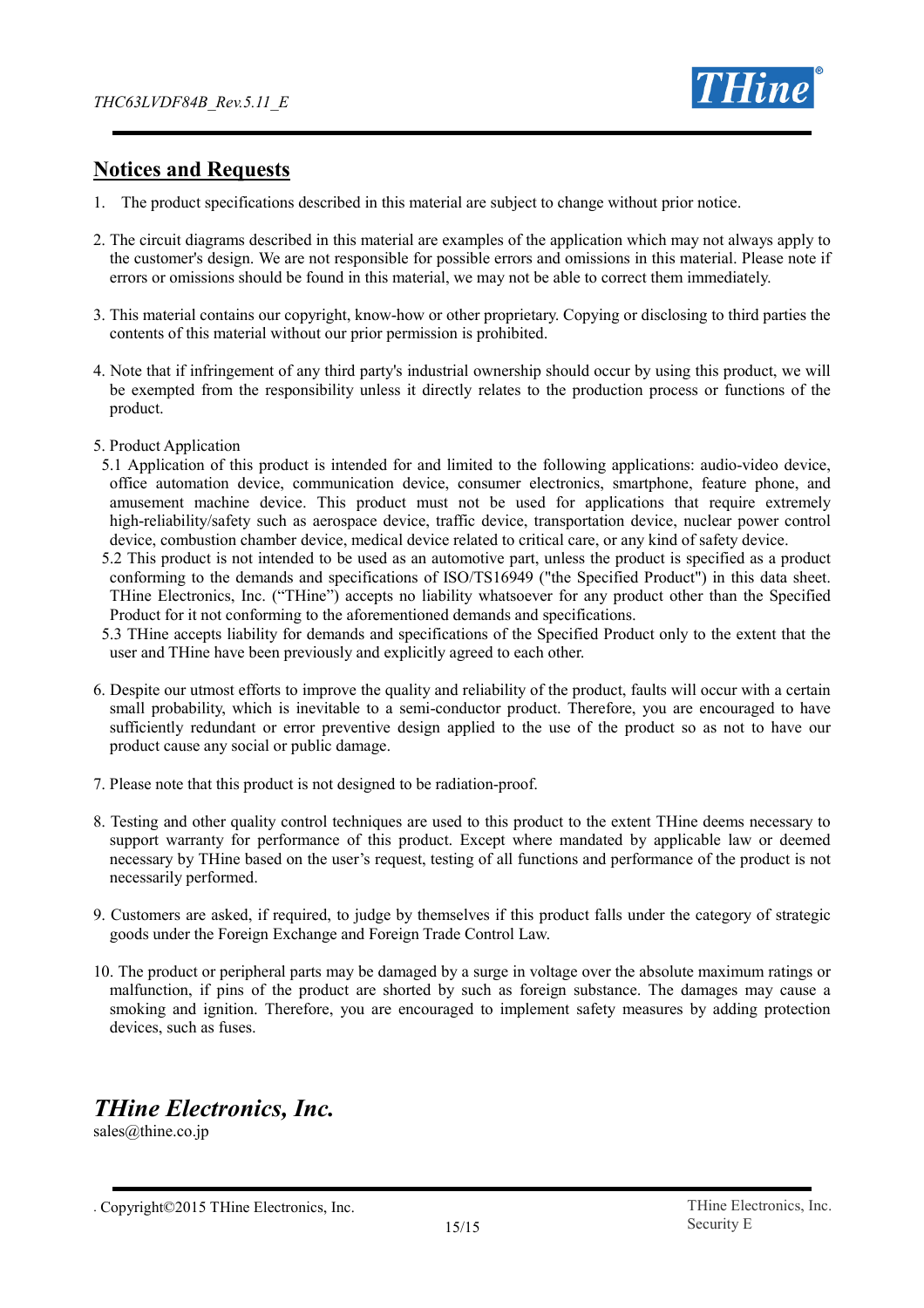## Notices and Requests

1. The product specifications described in this material are subject to change without prior notice.

2. The circuit diagrams described in this material are examples of the application which may not always apply to the customer's design. We are not responsible for possible errors and omissions in this material. Please note if errors or omissions should be found in this material, we may not be able to correct them immediately.

3. This material contains our copyright, know-how or other proprietary. Copying or disclosing to third parties the contents of this material without our prior permission is prohibited.

4. Note that if infringement of any third party's industrial ownership should occur by using this product, we will be exempted from the responsibility unless it directly relates to the production process or functions of the product.

5. Product Application
   5.1 Application of this product is intended for and limited to the following applications: audio-video device, office automation device, communication device, consumer electronics, smartphone, feature phone, and amusement machine device. This product must not be used for applications that require extremely high-reliability/safety such as aerospace device, traffic device, transportation device, nuclear power control device, combustion chamber device, medical device related to critical care, or any kind of safety device.
   5.2 This product is not intended to be used as an automotive part, unless the product is specified as a product conforming to the demands and specifications of ISO/TS16949 ("the Specified Product") in this data sheet. THine Electronics, Inc. ("THine") accepts no liability whatsoever for any product other than the Specified Product for it not conforming to the aforementioned demands and specifications.
   5.3 THine accepts liability for demands and specifications of the Specified Product only to the extent that the user and THine have been previously and explicitly agreed to each other.

6. Despite our utmost efforts to improve the quality and reliability of the product, faults will occur with a certain small probability, which is inevitable to a semi-conductor product. Therefore, you are encouraged to have sufficiently redundant or error preventive design applied to the use of the product so as not to have our product cause any social or public damage.

7. Please note that this product is not designed to be radiation-proof.

8. Testing and other quality control techniques are used to this product to the extent THine deems necessary to support warranty for performance of this product. Except where mandated by applicable law or deemed necessary by THine based on the user's request, testing of all functions and performance of the product is not necessarily performed.

9. Customers are asked, if required, to judge by themselves if this product falls under the category of strategic goods under the Foreign Exchange and Foreign Trade Control Law.

10. The product or peripheral parts may be damaged by a surge in voltage over the absolute maximum ratings or malfunction, if pins of the product are shorted by such as foreign substance. The damages may cause a smoking and ignition. Therefore, you are encouraged to implement safety measures by adding protection devices, such as fuses.

***THine Electronics, Inc.***
sales@thine.co.jp